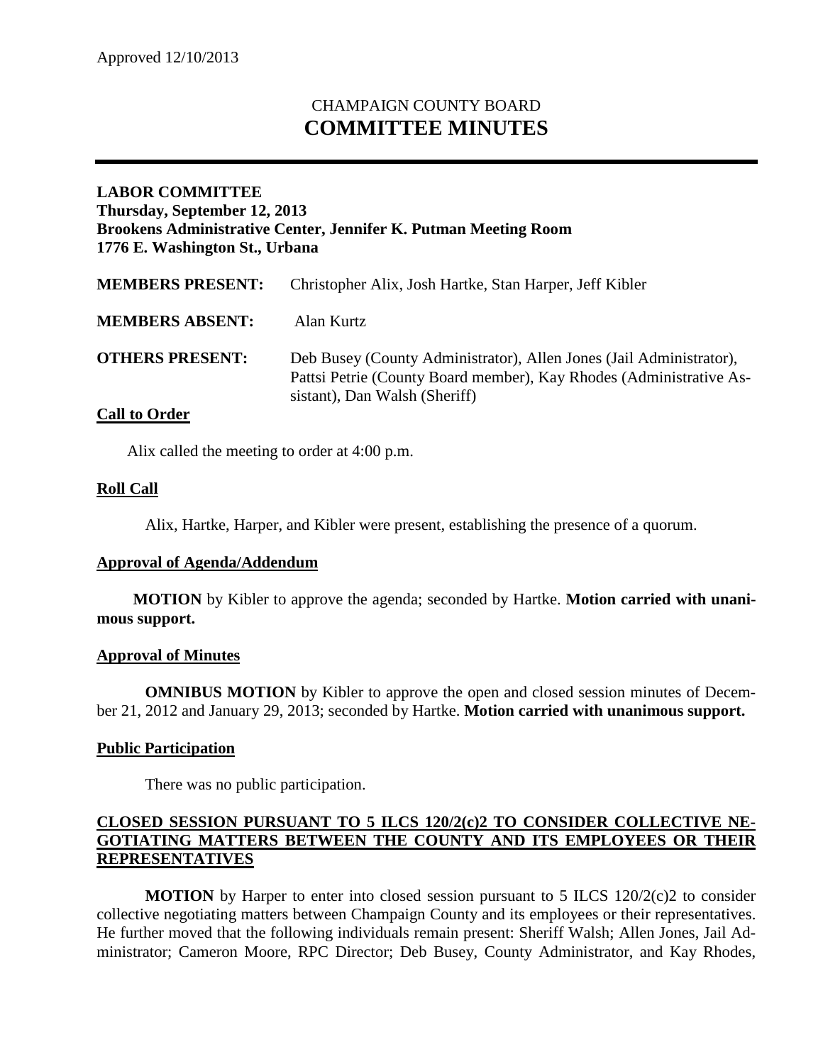Approved 12/10/2013

# CHAMPAIGN COUNTY BOARD
# COMMITTEE MINUTES

**LABOR COMMITTEE**
**Thursday, September 12, 2013**
**Brookens Administrative Center, Jennifer K. Putman Meeting Room**
**1776 E. Washington St., Urbana**

**MEMBERS PRESENT:** Christopher Alix, Josh Hartke, Stan Harper, Jeff Kibler

**MEMBERS ABSENT:** Alan Kurtz

**OTHERS PRESENT:** Deb Busey (County Administrator), Allen Jones (Jail Administrator), Pattsi Petrie (County Board member), Kay Rhodes (Administrative Assistant), Dan Walsh (Sheriff)

## Call to Order

Alix called the meeting to order at 4:00 p.m.

## Roll Call

Alix, Hartke, Harper, and Kibler were present, establishing the presence of a quorum.

## Approval of Agenda/Addendum

**MOTION** by Kibler to approve the agenda; seconded by Hartke. **Motion carried with unanimous support.**

## Approval of Minutes

**OMNIBUS MOTION** by Kibler to approve the open and closed session minutes of December 21, 2012 and January 29, 2013; seconded by Hartke. **Motion carried with unanimous support.**

## Public Participation

There was no public participation.

## CLOSED SESSION PURSUANT TO 5 ILCS 120/2(c)2 TO CONSIDER COLLECTIVE NEGOTIATING MATTERS BETWEEN THE COUNTY AND ITS EMPLOYEES OR THEIR REPRESENTATIVES

**MOTION** by Harper to enter into closed session pursuant to 5 ILCS 120/2(c)2 to consider collective negotiating matters between Champaign County and its employees or their representatives. He further moved that the following individuals remain present: Sheriff Walsh; Allen Jones, Jail Administrator; Cameron Moore, RPC Director; Deb Busey, County Administrator, and Kay Rhodes,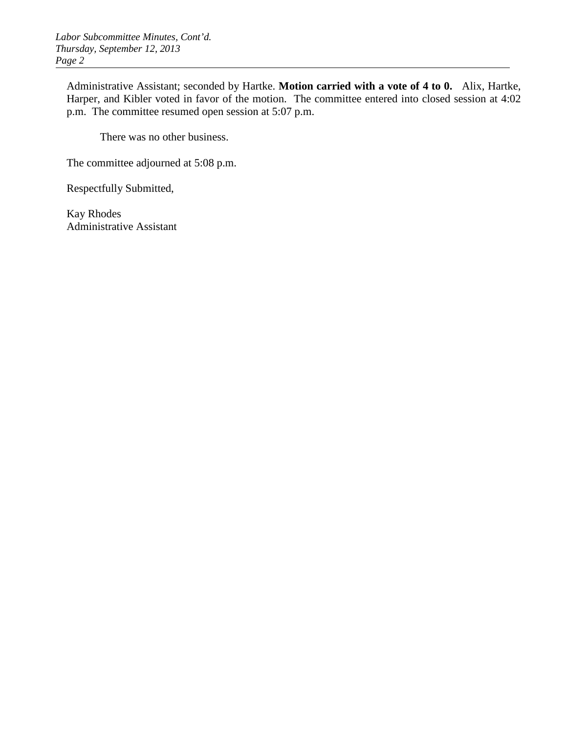Administrative Assistant; seconded by Hartke. **Motion carried with a vote of 4 to 0.** Alix, Hartke, Harper, and Kibler voted in favor of the motion. The committee entered into closed session at 4:02 p.m. The committee resumed open session at 5:07 p.m.

There was no other business.

The committee adjourned at 5:08 p.m.

Respectfully Submitted,

Kay Rhodes
Administrative Assistant